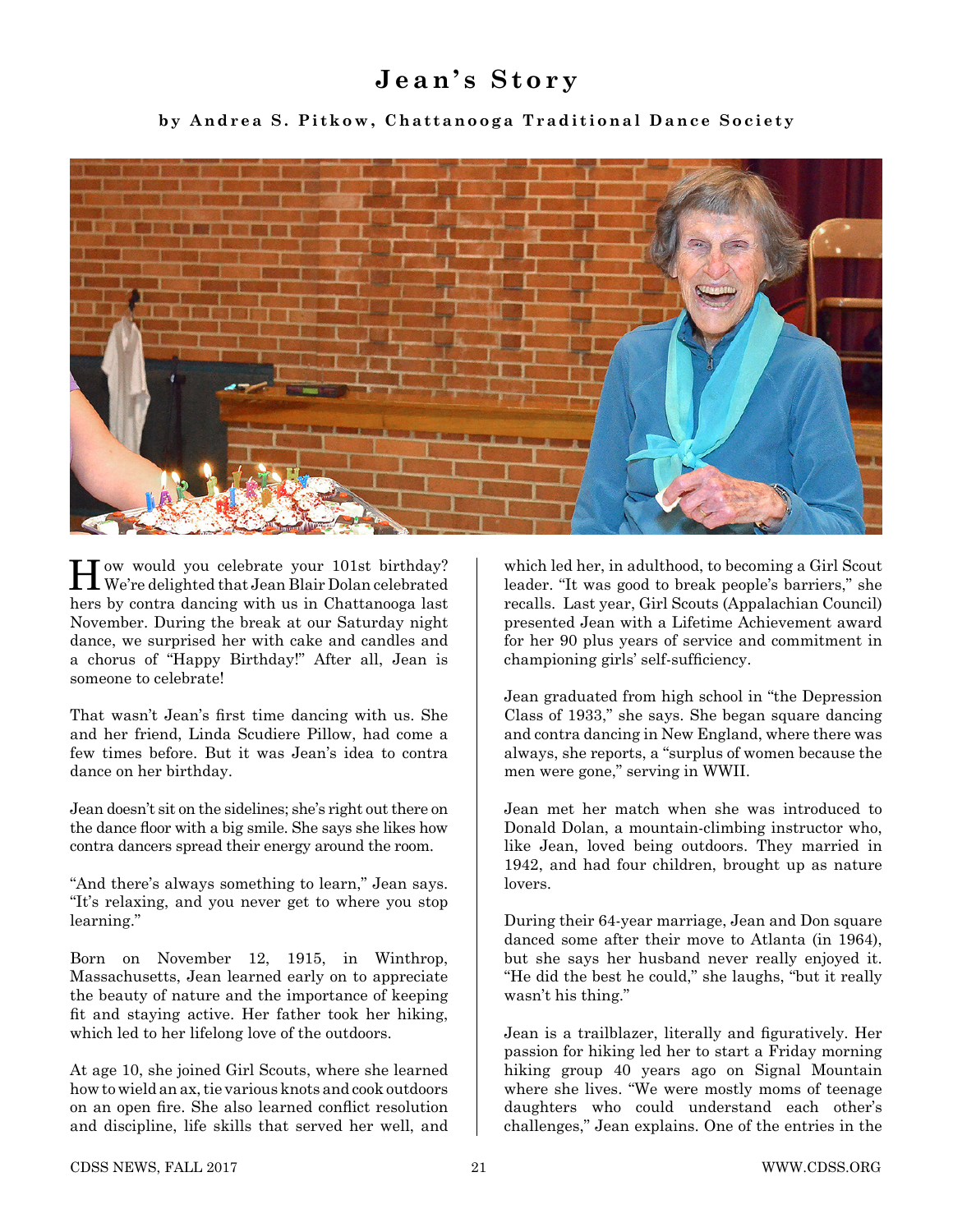# Jean's Story

**by Andrea S. Pitkow, Chattanooga Traditional Dance Society**

How would you celebrate your 101st birthday? We're delighted that Jean Blair Dolan celebrated hers by contra dancing with us in Chattanooga last November. During the break at our Saturday night dance, we surprised her with cake and candles and a chorus of "Happy Birthday!" After all, Jean is someone to celebrate!

That wasn't Jean's first time dancing with us. She and her friend, Linda Scudiere Pillow, had come a few times before. But it was Jean's idea to contra dance on her birthday.

Jean doesn't sit on the sidelines; she's right out there on the dance floor with a big smile. She says she likes how contra dancers spread their energy around the room.

"And there's always something to learn," Jean says. "It's relaxing, and you never get to where you stop learning."

Born on November 12, 1915, in Winthrop, Massachusetts, Jean learned early on to appreciate the beauty of nature and the importance of keeping fit and staying active. Her father took her hiking, which led to her lifelong love of the outdoors.

At age 10, she joined Girl Scouts, where she learned how to wield an ax, tie various knots and cook outdoors on an open fire. She also learned conflict resolution and discipline, life skills that served her well, and which led her, in adulthood, to becoming a Girl Scout leader. "It was good to break people's barriers," she recalls. Last year, Girl Scouts (Appalachian Council) presented Jean with a Lifetime Achievement award for her 90 plus years of service and commitment in championing girls' self-sufficiency.

Jean graduated from high school in "the Depression Class of 1933," she says. She began square dancing and contra dancing in New England, where there was always, she reports, a "surplus of women because the men were gone," serving in WWII.

Jean met her match when she was introduced to Donald Dolan, a mountain-climbing instructor who, like Jean, loved being outdoors. They married in 1942, and had four children, brought up as nature lovers.

During their 64-year marriage, Jean and Don square danced some after their move to Atlanta (in 1964), but she says her husband never really enjoyed it. "He did the best he could," she laughs, "but it really wasn't his thing."

Jean is a trailblazer, literally and figuratively. Her passion for hiking led her to start a Friday morning hiking group 40 years ago on Signal Mountain where she lives. "We were mostly moms of teenage daughters who could understand each other's challenges," Jean explains. One of the entries in the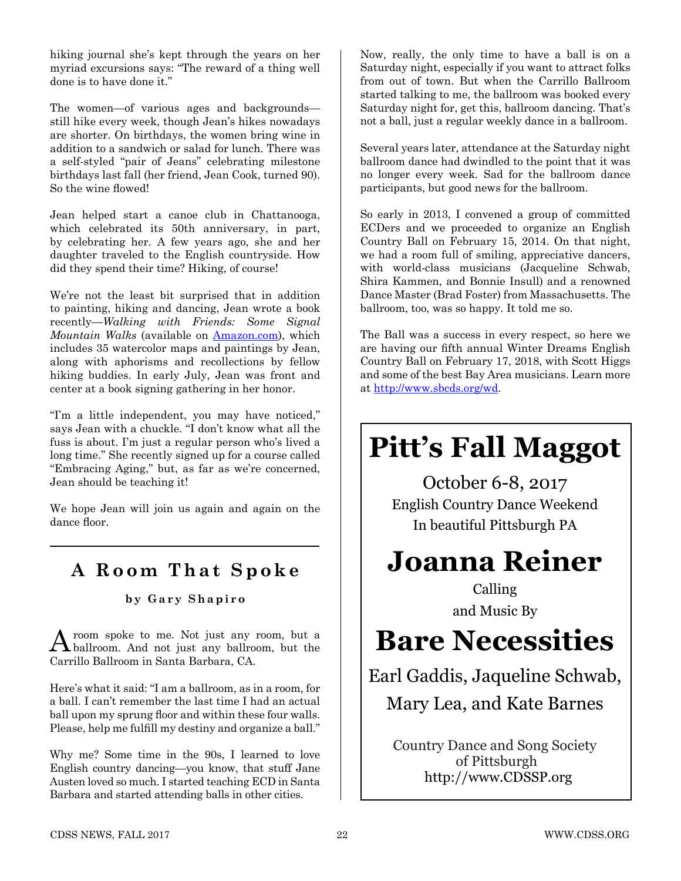hiking journal she's kept through the years on her myriad excursions says: "The reward of a thing well done is to have done it."

The women—of various ages and backgrounds—still hike every week, though Jean's hikes nowadays are shorter. On birthdays, the women bring wine in addition to a sandwich or salad for lunch. There was a self-styled "pair of Jeans" celebrating milestone birthdays last fall (her friend, Jean Cook, turned 90). So the wine flowed!

Jean helped start a canoe club in Chattanooga, which celebrated its 50th anniversary, in part, by celebrating her. A few years ago, she and her daughter traveled to the English countryside. How did they spend their time? Hiking, of course!

We're not the least bit surprised that in addition to painting, hiking and dancing, Jean wrote a book recently—*Walking with Friends: Some Signal Mountain Walks* (available on Amazon.com), which includes 35 watercolor maps and paintings by Jean, along with aphorisms and recollections by fellow hiking buddies. In early July, Jean was front and center at a book signing gathering in her honor.

"I'm a little independent, you may have noticed," says Jean with a chuckle. "I don't know what all the fuss is about. I'm just a regular person who's lived a long time." She recently signed up for a course called "Embracing Aging," but, as far as we're concerned, Jean should be teaching it!

We hope Jean will join us again and again on the dance floor.

## A Room That Spoke

**by Gary Shapiro**

A room spoke to me. Not just any room, but a ballroom. And not just any ballroom, but the Carrillo Ballroom in Santa Barbara, CA.

Here's what it said: "I am a ballroom, as in a room, for a ball. I can't remember the last time I had an actual ball upon my sprung floor and within these four walls. Please, help me fulfill my destiny and organize a ball."

Why me? Some time in the 90s, I learned to love English country dancing—you know, that stuff Jane Austen loved so much. I started teaching ECD in Santa Barbara and started attending balls in other cities.

Now, really, the only time to have a ball is on a Saturday night, especially if you want to attract folks from out of town. But when the Carrillo Ballroom started talking to me, the ballroom was booked every Saturday night for, get this, ballroom dancing. That's not a ball, just a regular weekly dance in a ballroom.

Several years later, attendance at the Saturday night ballroom dance had dwindled to the point that it was no longer every week. Sad for the ballroom dance participants, but good news for the ballroom.

So early in 2013, I convened a group of committed ECDers and we proceeded to organize an English Country Ball on February 15, 2014. On that night, we had a room full of smiling, appreciative dancers, with world-class musicians (Jacqueline Schwab, Shira Kammen, and Bonnie Insull) and a renowned Dance Master (Brad Foster) from Massachusetts. The ballroom, too, was so happy. It told me so.

The Ball was a success in every respect, so here we are having our fifth annual Winter Dreams English Country Ball on February 17, 2018, with Scott Higgs and some of the best Bay Area musicians. Learn more at http://www.sbcds.org/wd.

---

# Pitt's Fall Maggot

October 6-8, 2017

English Country Dance Weekend

In beautiful Pittsburgh PA

# Joanna Reiner

Calling

and Music By

# Bare Necessities

Earl Gaddis, Jaqueline Schwab, Mary Lea, and Kate Barnes

Country Dance and Song Society of Pittsburgh

http://www.CDSSP.org